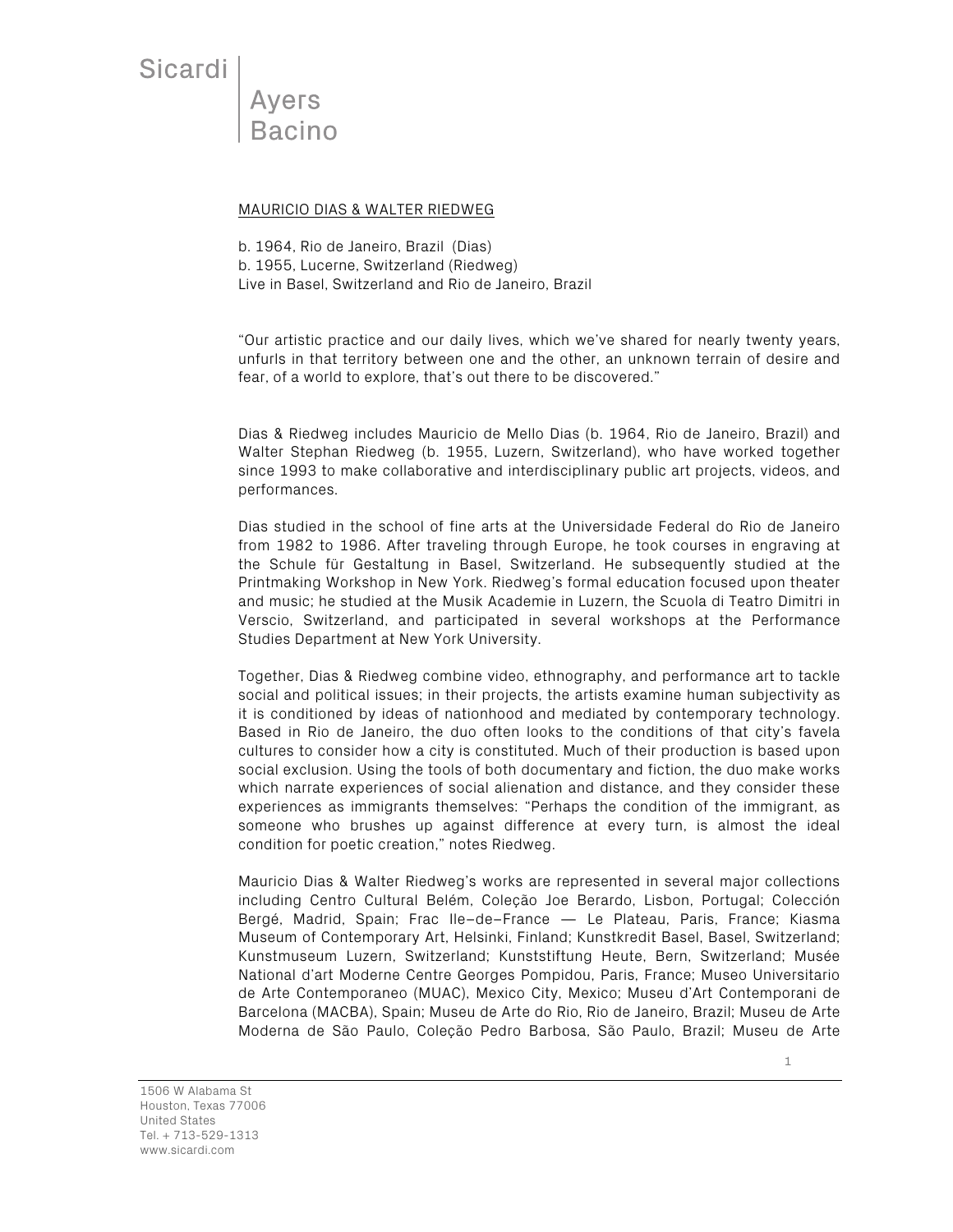Sicardi | Ayers Bacino

MAURICIO DIAS & WALTER RIEDWEG

b. 1964, Rio de Janeiro, Brazil (Dias)
b. 1955, Lucerne, Switzerland (Riedweg)
Live in Basel, Switzerland and Rio de Janeiro, Brazil

"Our artistic practice and our daily lives, which we've shared for nearly twenty years, unfurls in that territory between one and the other, an unknown terrain of desire and fear, of a world to explore, that's out there to be discovered."

Dias & Riedweg includes Mauricio de Mello Dias (b. 1964, Rio de Janeiro, Brazil) and Walter Stephan Riedweg (b. 1955, Luzern, Switzerland), who have worked together since 1993 to make collaborative and interdisciplinary public art projects, videos, and performances.

Dias studied in the school of fine arts at the Universidade Federal do Rio de Janeiro from 1982 to 1986. After traveling through Europe, he took courses in engraving at the Schule für Gestaltung in Basel, Switzerland. He subsequently studied at the Printmaking Workshop in New York. Riedweg's formal education focused upon theater and music; he studied at the Musik Academie in Luzern, the Scuola di Teatro Dimitri in Verscio, Switzerland, and participated in several workshops at the Performance Studies Department at New York University.

Together, Dias & Riedweg combine video, ethnography, and performance art to tackle social and political issues; in their projects, the artists examine human subjectivity as it is conditioned by ideas of nationhood and mediated by contemporary technology. Based in Rio de Janeiro, the duo often looks to the conditions of that city's favela cultures to consider how a city is constituted. Much of their production is based upon social exclusion. Using the tools of both documentary and fiction, the duo make works which narrate experiences of social alienation and distance, and they consider these experiences as immigrants themselves: "Perhaps the condition of the immigrant, as someone who brushes up against difference at every turn, is almost the ideal condition for poetic creation," notes Riedweg.

Mauricio Dias & Walter Riedweg's works are represented in several major collections including Centro Cultural Belém, Coleção Joe Berardo, Lisbon, Portugal; Colección Bergé, Madrid, Spain; Frac Ile–de–France — Le Plateau, Paris, France; Kiasma Museum of Contemporary Art, Helsinki, Finland; Kunstkredit Basel, Basel, Switzerland; Kunstmuseum Luzern, Switzerland; Kunststiftung Heute, Bern, Switzerland; Musée National d'art Moderne Centre Georges Pompidou, Paris, France; Museo Universitario de Arte Contemporaneo (MUAC), Mexico City, Mexico; Museu d'Art Contemporani de Barcelona (MACBA), Spain; Museu de Arte do Rio, Rio de Janeiro, Brazil; Museu de Arte Moderna de São Paulo, Coleção Pedro Barbosa, São Paulo, Brazil; Museu de Arte

1506 W Alabama St
Houston, Texas 77006
United States
Tel. + 713-529-1313
www.sicardi.com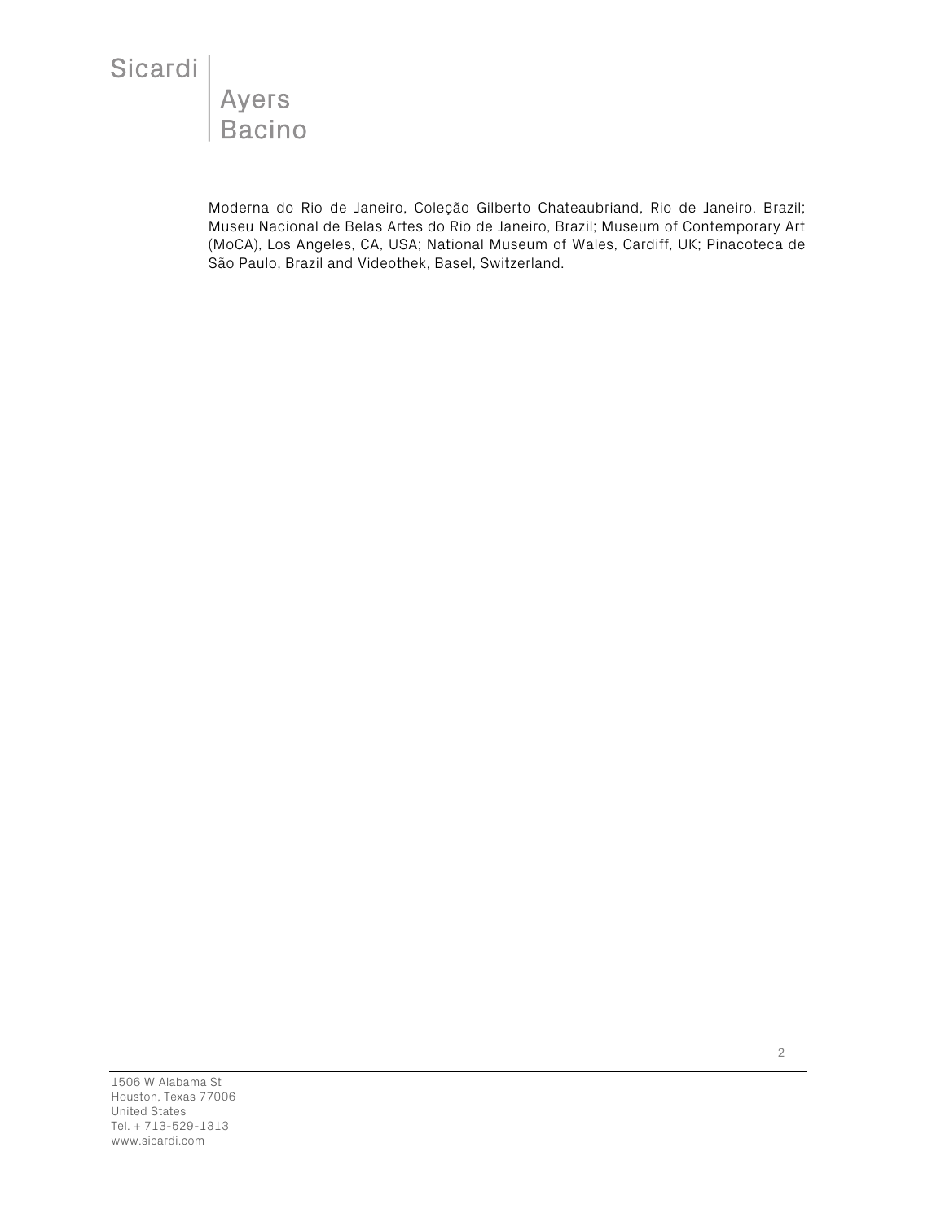Moderna do Rio de Janeiro, Coleção Gilberto Chateaubriand, Rio de Janeiro, Brazil; Museu Nacional de Belas Artes do Rio de Janeiro, Brazil; Museum of Contemporary Art (MoCA), Los Angeles, CA, USA; National Museum of Wales, Cardiff, UK; Pinacoteca de São Paulo, Brazil and Videothek, Basel, Switzerland.